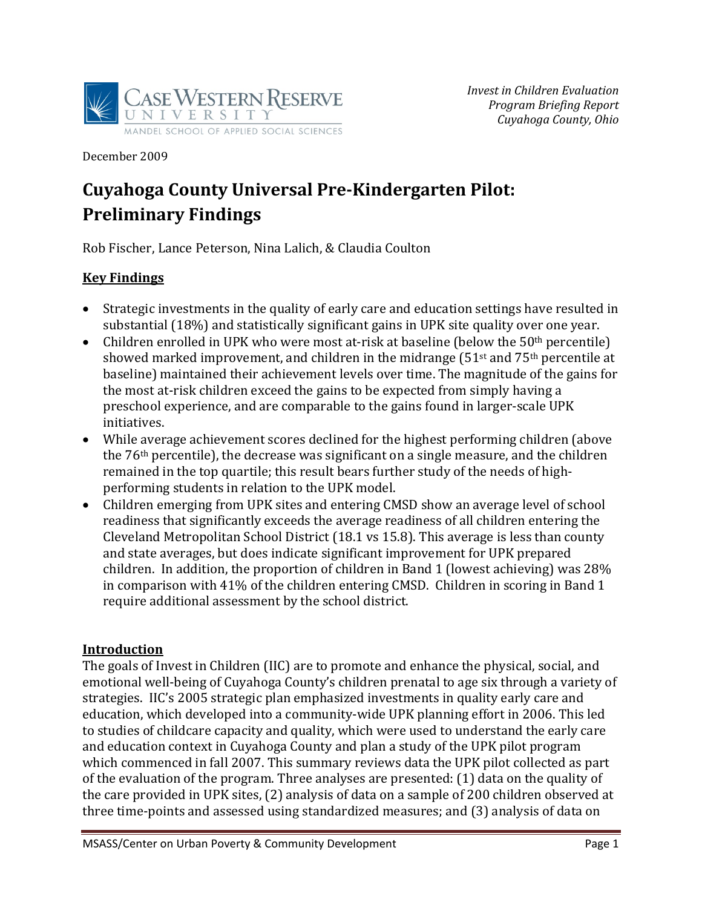*Invest in Children Evaluation*
*Program Briefing Report*
*Cuyahoga County, Ohio*

December 2009

# Cuyahoga County Universal Pre-Kindergarten Pilot: Preliminary Findings

Rob Fischer, Lance Peterson, Nina Lalich, & Claudia Coulton

## Key Findings

- Strategic investments in the quality of early care and education settings have resulted in substantial (18%) and statistically significant gains in UPK site quality over one year.
- Children enrolled in UPK who were most at-risk at baseline (below the 50th percentile) showed marked improvement, and children in the midrange (51st and 75th percentile at baseline) maintained their achievement levels over time. The magnitude of the gains for the most at-risk children exceed the gains to be expected from simply having a preschool experience, and are comparable to the gains found in larger-scale UPK initiatives.
- While average achievement scores declined for the highest performing children (above the 76th percentile), the decrease was significant on a single measure, and the children remained in the top quartile; this result bears further study of the needs of high-performing students in relation to the UPK model.
- Children emerging from UPK sites and entering CMSD show an average level of school readiness that significantly exceeds the average readiness of all children entering the Cleveland Metropolitan School District (18.1 vs 15.8). This average is less than county and state averages, but does indicate significant improvement for UPK prepared children. In addition, the proportion of children in Band 1 (lowest achieving) was 28% in comparison with 41% of the children entering CMSD. Children in scoring in Band 1 require additional assessment by the school district.

## Introduction

The goals of Invest in Children (IIC) are to promote and enhance the physical, social, and emotional well-being of Cuyahoga County's children prenatal to age six through a variety of strategies. IIC's 2005 strategic plan emphasized investments in quality early care and education, which developed into a community-wide UPK planning effort in 2006. This led to studies of childcare capacity and quality, which were used to understand the early care and education context in Cuyahoga County and plan a study of the UPK pilot program which commenced in fall 2007. This summary reviews data the UPK pilot collected as part of the evaluation of the program. Three analyses are presented: (1) data on the quality of the care provided in UPK sites, (2) analysis of data on a sample of 200 children observed at three time-points and assessed using standardized measures; and (3) analysis of data on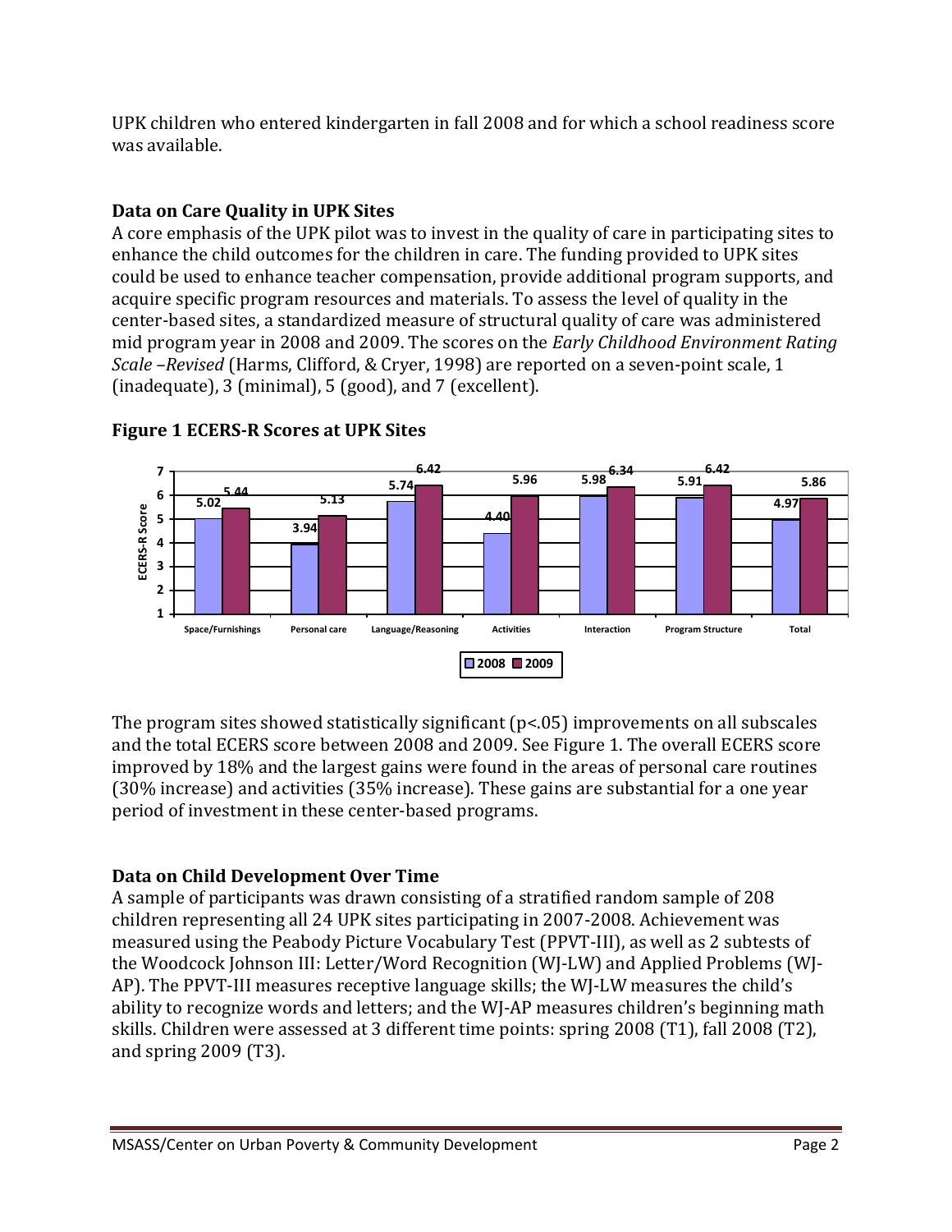UPK children who entered kindergarten in fall 2008 and for which a school readiness score was available.

## Data on Care Quality in UPK Sites

A core emphasis of the UPK pilot was to invest in the quality of care in participating sites to enhance the child outcomes for the children in care. The funding provided to UPK sites could be used to enhance teacher compensation, provide additional program supports, and acquire specific program resources and materials. To assess the level of quality in the center-based sites, a standardized measure of structural quality of care was administered mid program year in 2008 and 2009. The scores on the *Early Childhood Environment Rating Scale –Revised* (Harms, Clifford, & Cryer, 1998) are reported on a seven-point scale, 1 (inadequate), 3 (minimal), 5 (good), and 7 (excellent).

**Figure 1 ECERS-R Scores at UPK Sites**

| ECERS-R Score | 2008 | 2009 |
|---|---|---|
| Space/Furnishings | 5.02 | 5.44 |
| Personal care | 3.94 | 5.13 |
| Language/Reasoning | 5.74 | 6.42 |
| Activities | 4.40 | 5.96 |
| Interaction | 5.98 | 6.34 |
| Program Structure | 5.91 | 6.42 |
| Total | 4.97 | 5.86 |

The program sites showed statistically significant ($p<.05$) improvements on all subscales and the total ECERS score between 2008 and 2009. See Figure 1. The overall ECERS score improved by 18% and the largest gains were found in the areas of personal care routines (30% increase) and activities (35% increase). These gains are substantial for a one year period of investment in these center-based programs.

## Data on Child Development Over Time

A sample of participants was drawn consisting of a stratified random sample of 208 children representing all 24 UPK sites participating in 2007-2008. Achievement was measured using the Peabody Picture Vocabulary Test (PPVT-III), as well as 2 subtests of the Woodcock Johnson III: Letter/Word Recognition (WJ-LW) and Applied Problems (WJ-AP). The PPVT-III measures receptive language skills; the WJ-LW measures the child's ability to recognize words and letters; and the WJ-AP measures children's beginning math skills. Children were assessed at 3 different time points: spring 2008 (T1), fall 2008 (T2), and spring 2009 (T3).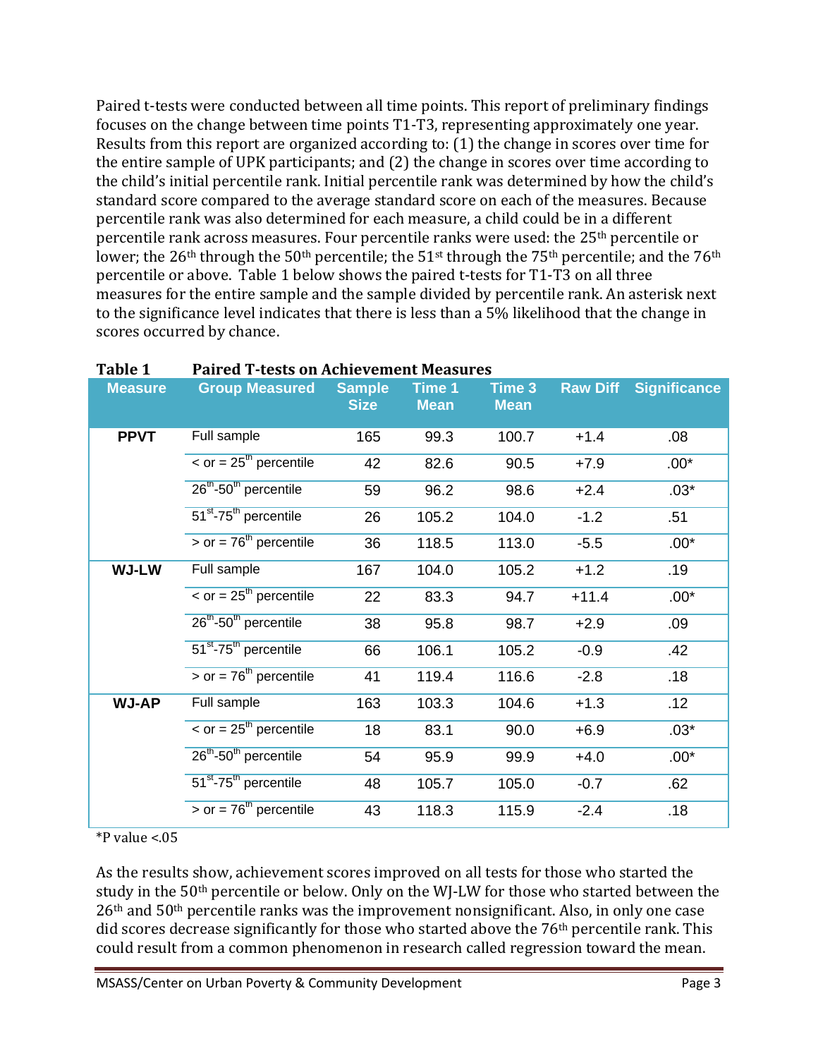Paired t-tests were conducted between all time points. This report of preliminary findings focuses on the change between time points T1-T3, representing approximately one year. Results from this report are organized according to: (1) the change in scores over time for the entire sample of UPK participants; and (2) the change in scores over time according to the child's initial percentile rank. Initial percentile rank was determined by how the child's standard score compared to the average standard score on each of the measures. Because percentile rank was also determined for each measure, a child could be in a different percentile rank across measures. Four percentile ranks were used: the 25th percentile or lower; the 26th through the 50th percentile; the 51st through the 75th percentile; and the 76th percentile or above. Table 1 below shows the paired t-tests for T1-T3 on all three measures for the entire sample and the sample divided by percentile rank. An asterisk next to the significance level indicates that there is less than a 5% likelihood that the change in scores occurred by chance.

**Table 1 Paired T-tests on Achievement Measures**

| Measure | Group Measured | Sample Size | Time 1 Mean | Time 3 Mean | Raw Diff | Significance |
|---|---|---|---|---|---|---|
| **PPVT** | Full sample | 165 | 99.3 | 100.7 | +1.4 | .08 |
| | < or = 25th percentile | 42 | 82.6 | 90.5 | +7.9 | .00* |
| | 26th-50th percentile | 59 | 96.2 | 98.6 | +2.4 | .03* |
| | 51st-75th percentile | 26 | 105.2 | 104.0 | -1.2 | .51 |
| | > or = 76th percentile | 36 | 118.5 | 113.0 | -5.5 | .00* |
| **WJ-LW** | Full sample | 167 | 104.0 | 105.2 | +1.2 | .19 |
| | < or = 25th percentile | 22 | 83.3 | 94.7 | +11.4 | .00* |
| | 26th-50th percentile | 38 | 95.8 | 98.7 | +2.9 | .09 |
| | 51st-75th percentile | 66 | 106.1 | 105.2 | -0.9 | .42 |
| | > or = 76th percentile | 41 | 119.4 | 116.6 | -2.8 | .18 |
| **WJ-AP** | Full sample | 163 | 103.3 | 104.6 | +1.3 | .12 |
| | < or = 25th percentile | 18 | 83.1 | 90.0 | +6.9 | .03* |
| | 26th-50th percentile | 54 | 95.9 | 99.9 | +4.0 | .00* |
| | 51st-75th percentile | 48 | 105.7 | 105.0 | -0.7 | .62 |
| | > or = 76th percentile | 43 | 118.3 | 115.9 | -2.4 | .18 |

*P value <.05

As the results show, achievement scores improved on all tests for those who started the study in the 50th percentile or below. Only on the WJ-LW for those who started between the 26th and 50th percentile ranks was the improvement nonsignificant. Also, in only one case did scores decrease significantly for those who started above the 76th percentile rank. This could result from a common phenomenon in research called regression toward the mean.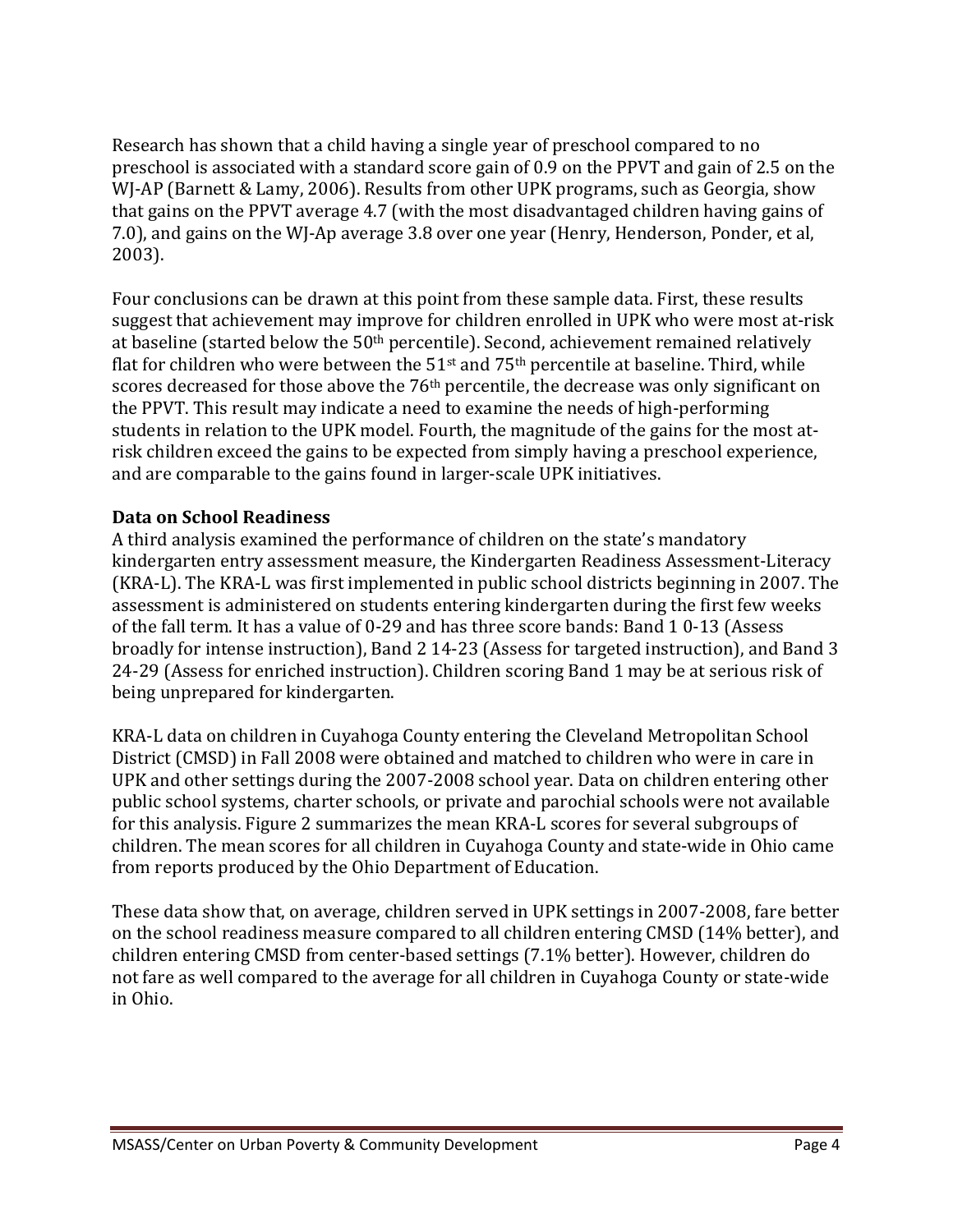Research has shown that a child having a single year of preschool compared to no preschool is associated with a standard score gain of 0.9 on the PPVT and gain of 2.5 on the WJ-AP (Barnett & Lamy, 2006). Results from other UPK programs, such as Georgia, show that gains on the PPVT average 4.7 (with the most disadvantaged children having gains of 7.0), and gains on the WJ-Ap average 3.8 over one year (Henry, Henderson, Ponder, et al, 2003).

Four conclusions can be drawn at this point from these sample data. First, these results suggest that achievement may improve for children enrolled in UPK who were most at-risk at baseline (started below the 50th percentile). Second, achievement remained relatively flat for children who were between the 51st and 75th percentile at baseline. Third, while scores decreased for those above the 76th percentile, the decrease was only significant on the PPVT. This result may indicate a need to examine the needs of high-performing students in relation to the UPK model. Fourth, the magnitude of the gains for the most at-risk children exceed the gains to be expected from simply having a preschool experience, and are comparable to the gains found in larger-scale UPK initiatives.

**Data on School Readiness**

A third analysis examined the performance of children on the state's mandatory kindergarten entry assessment measure, the Kindergarten Readiness Assessment-Literacy (KRA-L). The KRA-L was first implemented in public school districts beginning in 2007. The assessment is administered on students entering kindergarten during the first few weeks of the fall term. It has a value of 0-29 and has three score bands: Band 1 0-13 (Assess broadly for intense instruction), Band 2 14-23 (Assess for targeted instruction), and Band 3 24-29 (Assess for enriched instruction). Children scoring Band 1 may be at serious risk of being unprepared for kindergarten.

KRA-L data on children in Cuyahoga County entering the Cleveland Metropolitan School District (CMSD) in Fall 2008 were obtained and matched to children who were in care in UPK and other settings during the 2007-2008 school year. Data on children entering other public school systems, charter schools, or private and parochial schools were not available for this analysis. Figure 2 summarizes the mean KRA-L scores for several subgroups of children. The mean scores for all children in Cuyahoga County and state-wide in Ohio came from reports produced by the Ohio Department of Education.

These data show that, on average, children served in UPK settings in 2007-2008, fare better on the school readiness measure compared to all children entering CMSD (14% better), and children entering CMSD from center-based settings (7.1% better). However, children do not fare as well compared to the average for all children in Cuyahoga County or state-wide in Ohio.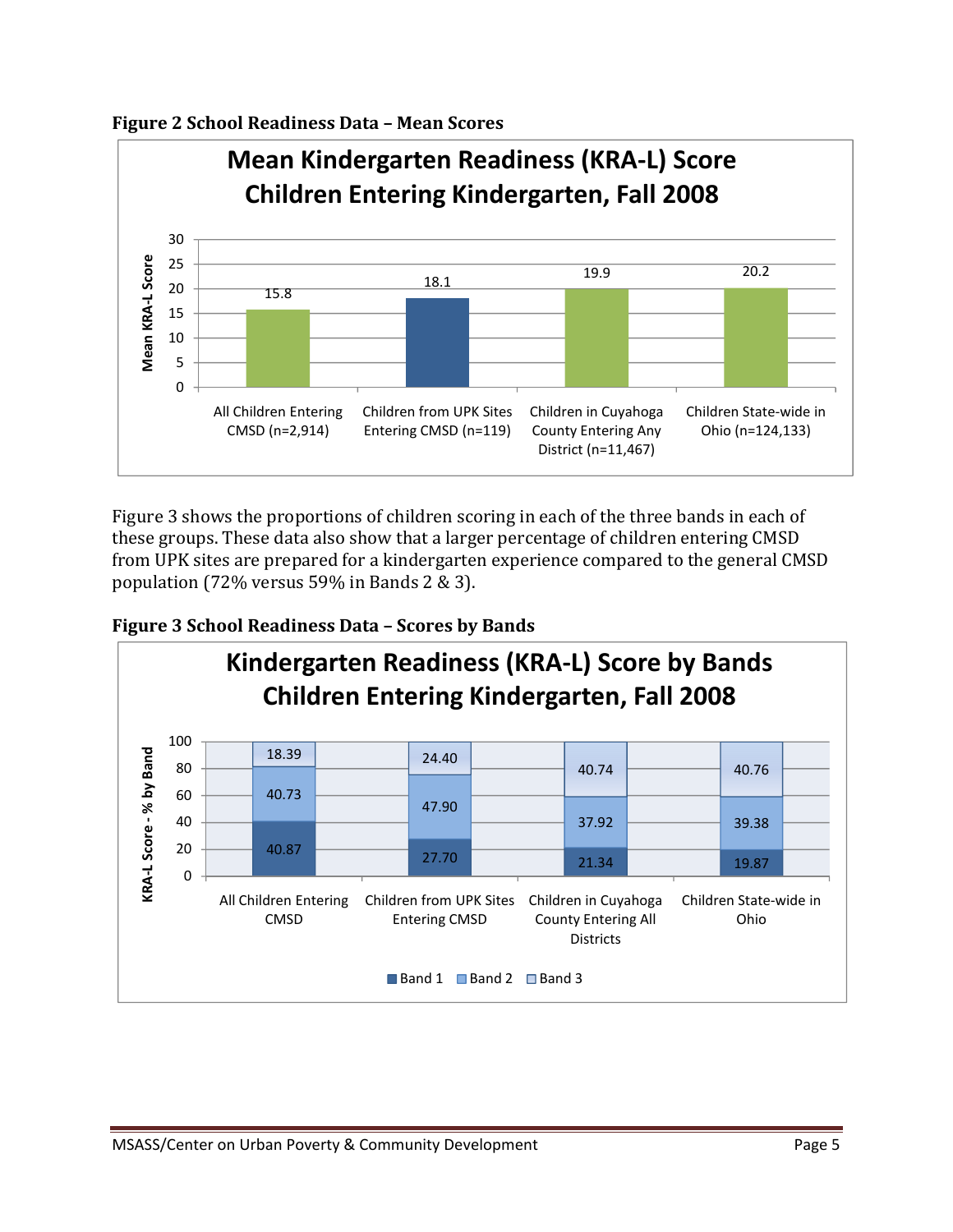**Figure 2 School Readiness Data – Mean Scores**

Mean Kindergarten Readiness (KRA-L) Score
Children Entering Kindergarten, Fall 2008

Mean KRA-L Score

30
25
20
15
10
5
0

15.8
18.1
19.9
20.2

All Children Entering CMSD (n=2,914)
Children from UPK Sites Entering CMSD (n=119)
Children in Cuyahoga County Entering Any District (n=11,467)
Children State-wide in Ohio (n=124,133)

Figure 3 shows the proportions of children scoring in each of the three bands in each of these groups. These data also show that a larger percentage of children entering CMSD from UPK sites are prepared for a kindergarten experience compared to the general CMSD population (72% versus 59% in Bands 2 & 3).

**Figure 3 School Readiness Data – Scores by Bands**

Kindergarten Readiness (KRA-L) Score by Bands
Children Entering Kindergarten, Fall 2008

KRA-L Score - % by Band

100
80
60
40
20
0

18.39
40.73
40.87

24.40
47.90
27.70

40.74
37.92
21.34

40.76
39.38
19.87

All Children Entering CMSD
Children from UPK Sites Entering CMSD
Children in Cuyahoga County Entering All Districts
Children State-wide in Ohio

Band 1
Band 2
Band 3